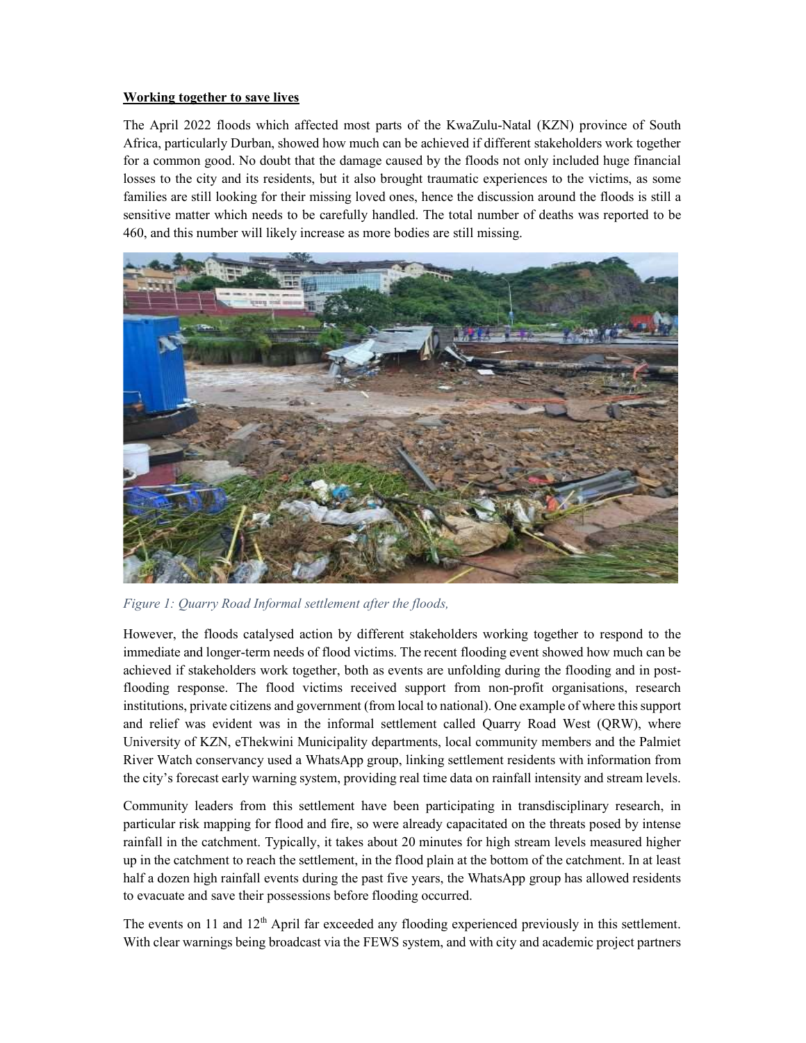**Working together to save lives**

The April 2022 floods which affected most parts of the KwaZulu-Natal (KZN) province of South Africa, particularly Durban, showed how much can be achieved if different stakeholders work together for a common good. No doubt that the damage caused by the floods not only included huge financial losses to the city and its residents, but it also brought traumatic experiences to the victims, as some families are still looking for their missing loved ones, hence the discussion around the floods is still a sensitive matter which needs to be carefully handled. The total number of deaths was reported to be 460, and this number will likely increase as more bodies are still missing.

*Figure 1: Quarry Road Informal settlement after the floods,*

However, the floods catalysed action by different stakeholders working together to respond to the immediate and longer-term needs of flood victims. The recent flooding event showed how much can be achieved if stakeholders work together, both as events are unfolding during the flooding and in post-flooding response. The flood victims received support from non-profit organisations, research institutions, private citizens and government (from local to national). One example of where this support and relief was evident was in the informal settlement called Quarry Road West (QRW), where University of KZN, eThekwini Municipality departments, local community members and the Palmiet River Watch conservancy used a WhatsApp group, linking settlement residents with information from the city's forecast early warning system, providing real time data on rainfall intensity and stream levels.

Community leaders from this settlement have been participating in transdisciplinary research, in particular risk mapping for flood and fire, so were already capacitated on the threats posed by intense rainfall in the catchment. Typically, it takes about 20 minutes for high stream levels measured higher up in the catchment to reach the settlement, in the flood plain at the bottom of the catchment. In at least half a dozen high rainfall events during the past five years, the WhatsApp group has allowed residents to evacuate and save their possessions before flooding occurred.

The events on 11 and 12th April far exceeded any flooding experienced previously in this settlement. With clear warnings being broadcast via the FEWS system, and with city and academic project partners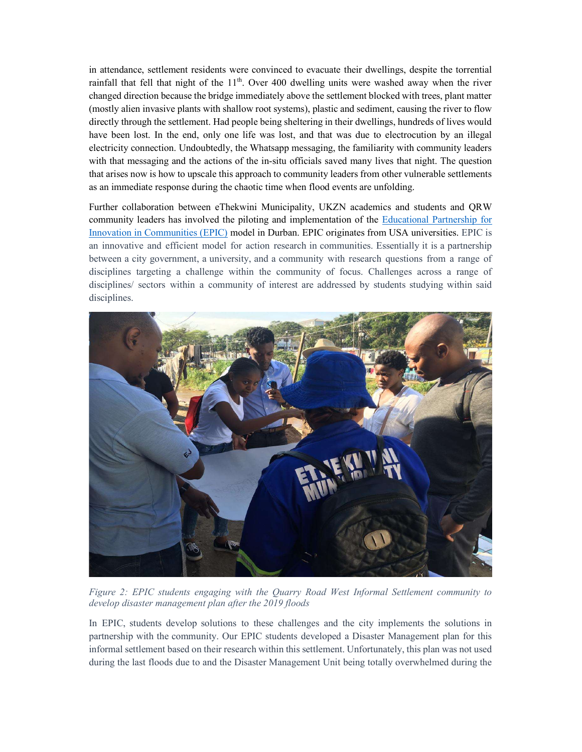in attendance, settlement residents were convinced to evacuate their dwellings, despite the torrential rainfall that fell that night of the 11th. Over 400 dwelling units were washed away when the river changed direction because the bridge immediately above the settlement blocked with trees, plant matter (mostly alien invasive plants with shallow root systems), plastic and sediment, causing the river to flow directly through the settlement. Had people being sheltering in their dwellings, hundreds of lives would have been lost. In the end, only one life was lost, and that was due to electrocution by an illegal electricity connection. Undoubtedly, the Whatsapp messaging, the familiarity with community leaders with that messaging and the actions of the in-situ officials saved many lives that night. The question that arises now is how to upscale this approach to community leaders from other vulnerable settlements as an immediate response during the chaotic time when flood events are unfolding.

Further collaboration between eThekwini Municipality, UKZN academics and students and QRW community leaders has involved the piloting and implementation of the [Educational Partnership for Innovation in Communities (EPIC)]() model in Durban. EPIC originates from USA universities. EPIC is an innovative and efficient model for action research in communities. Essentially it is a partnership between a city government, a university, and a community with research questions from a range of disciplines targeting a challenge within the community of focus. Challenges across a range of disciplines/ sectors within a community of interest are addressed by students studying within said disciplines.

*Figure 2: EPIC students engaging with the Quarry Road West Informal Settlement community to develop disaster management plan after the 2019 floods*

In EPIC, students develop solutions to these challenges and the city implements the solutions in partnership with the community. Our EPIC students developed a Disaster Management plan for this informal settlement based on their research within this settlement. Unfortunately, this plan was not used during the last floods due to and the Disaster Management Unit being totally overwhelmed during the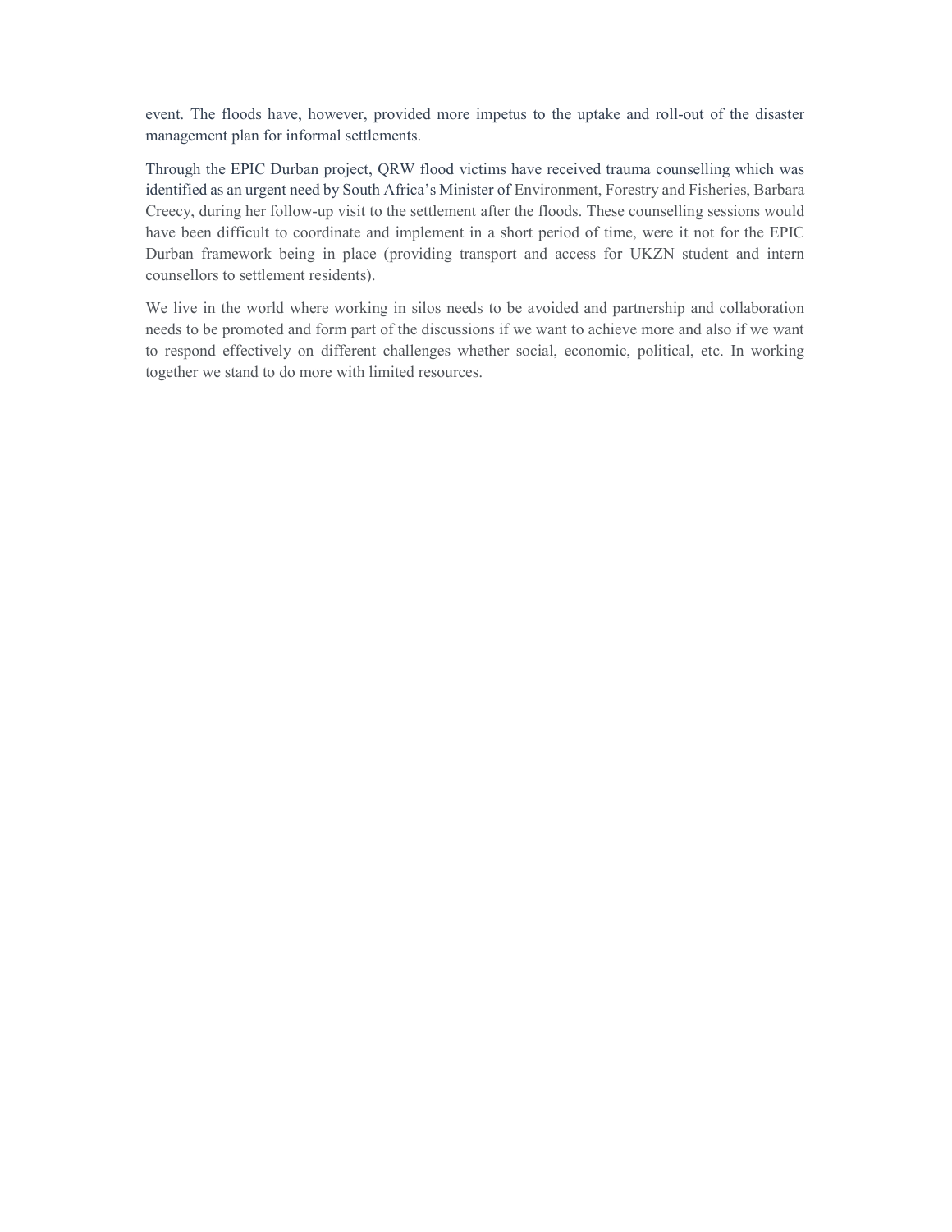event. The floods have, however, provided more impetus to the uptake and roll-out of the disaster management plan for informal settlements.

Through the EPIC Durban project, QRW flood victims have received trauma counselling which was identified as an urgent need by South Africa's Minister of Environment, Forestry and Fisheries, Barbara Creecy, during her follow-up visit to the settlement after the floods. These counselling sessions would have been difficult to coordinate and implement in a short period of time, were it not for the EPIC Durban framework being in place (providing transport and access for UKZN student and intern counsellors to settlement residents).

We live in the world where working in silos needs to be avoided and partnership and collaboration needs to be promoted and form part of the discussions if we want to achieve more and also if we want to respond effectively on different challenges whether social, economic, political, etc. In working together we stand to do more with limited resources.